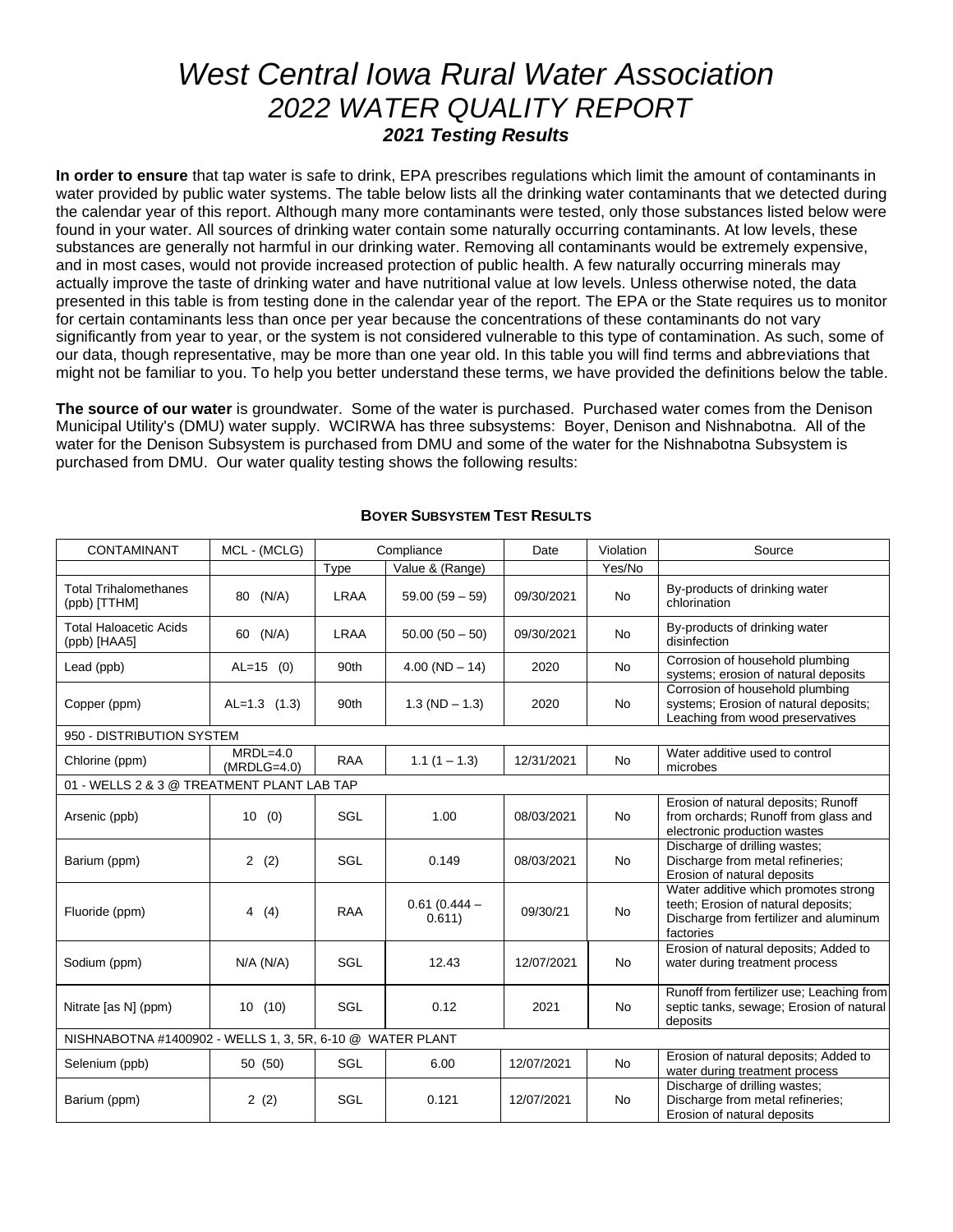# *West Central Iowa Rural Water Association*
## *2022 WATER QUALITY REPORT*
### ***2021 Testing Results***

**In order to ensure** that tap water is safe to drink, EPA prescribes regulations which limit the amount of contaminants in water provided by public water systems. The table below lists all the drinking water contaminants that we detected during the calendar year of this report. Although many more contaminants were tested, only those substances listed below were found in your water. All sources of drinking water contain some naturally occurring contaminants. At low levels, these substances are generally not harmful in our drinking water. Removing all contaminants would be extremely expensive, and in most cases, would not provide increased protection of public health. A few naturally occurring minerals may actually improve the taste of drinking water and have nutritional value at low levels. Unless otherwise noted, the data presented in this table is from testing done in the calendar year of the report. The EPA or the State requires us to monitor for certain contaminants less than once per year because the concentrations of these contaminants do not vary significantly from year to year, or the system is not considered vulnerable to this type of contamination. As such, some of our data, though representative, may be more than one year old. In this table you will find terms and abbreviations that might not be familiar to you. To help you better understand these terms, we have provided the definitions below the table.

**The source of our water** is groundwater. Some of the water is purchased. Purchased water comes from the Denison Municipal Utility's (DMU) water supply. WCIRWA has three subsystems: Boyer, Denison and Nishnabotna. All of the water for the Denison Subsystem is purchased from DMU and some of the water for the Nishnabotna Subsystem is purchased from DMU. Our water quality testing shows the following results:

**BOYER SUBSYSTEM TEST RESULTS**

| CONTAMINANT | MCL - (MCLG) | Compliance | | Date | Violation | Source |
|---|---|---|---|---|---|---|
| | | Type | Value & (Range) | | Yes/No | |
| Total Trihalomethanes (ppb) [TTHM] | 80 (N/A) | LRAA | 59.00 (59 – 59) | 09/30/2021 | No | By-products of drinking water chlorination |
| Total Haloacetic Acids (ppb) [HAA5] | 60 (N/A) | LRAA | 50.00 (50 – 50) | 09/30/2021 | No | By-products of drinking water disinfection |
| Lead (ppb) | AL=15 (0) | 90th | 4.00 (ND – 14) | 2020 | No | Corrosion of household plumbing systems; erosion of natural deposits |
| Copper (ppm) | AL=1.3 (1.3) | 90th | 1.3 (ND – 1.3) | 2020 | No | Corrosion of household plumbing systems; Erosion of natural deposits; Leaching from wood preservatives |
| 950 - DISTRIBUTION SYSTEM | | | | | | |
| Chlorine (ppm) | MRDL=4.0 (MRDLG=4.0) | RAA | 1.1 (1 – 1.3) | 12/31/2021 | No | Water additive used to control microbes |
| 01 - WELLS 2 & 3 @ TREATMENT PLANT LAB TAP | | | | | | |
| Arsenic (ppb) | 10 (0) | SGL | 1.00 | 08/03/2021 | No | Erosion of natural deposits; Runoff from orchards; Runoff from glass and electronic production wastes |
| Barium (ppm) | 2 (2) | SGL | 0.149 | 08/03/2021 | No | Discharge of drilling wastes; Discharge from metal refineries; Erosion of natural deposits |
| Fluoride (ppm) | 4 (4) | RAA | 0.61 (0.444 – 0.611) | 09/30/21 | No | Water additive which promotes strong teeth; Erosion of natural deposits; Discharge from fertilizer and aluminum factories |
| Sodium (ppm) | N/A (N/A) | SGL | 12.43 | 12/07/2021 | No | Erosion of natural deposits; Added to water during treatment process |
| Nitrate [as N] (ppm) | 10 (10) | SGL | 0.12 | 2021 | No | Runoff from fertilizer use; Leaching from septic tanks, sewage; Erosion of natural deposits |
| NISHNABOTNA #1400902 - WELLS 1, 3, 5R, 6-10 @ WATER PLANT | | | | | | |
| Selenium (ppb) | 50 (50) | SGL | 6.00 | 12/07/2021 | No | Erosion of natural deposits; Added to water during treatment process |
| Barium (ppm) | 2 (2) | SGL | 0.121 | 12/07/2021 | No | Discharge of drilling wastes; Discharge from metal refineries; Erosion of natural deposits |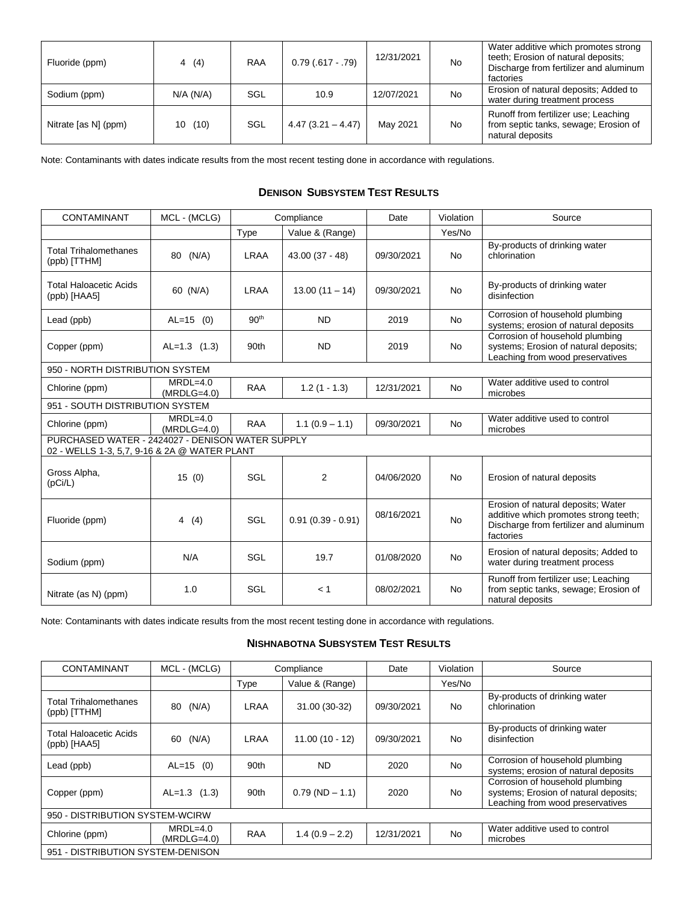| Fluoride (ppm) | 4 (4) | RAA | 0.79 (.617 - .79) | 12/31/2021 | No | Water additive which promotes strong teeth; Erosion of natural deposits; Discharge from fertilizer and aluminum factories |
|---|---|---|---|---|---|---|
| Sodium (ppm) | N/A (N/A) | SGL | 10.9 | 12/07/2021 | No | Erosion of natural deposits; Added to water during treatment process |
| Nitrate [as N] (ppm) | 10 (10) | SGL | 4.47 (3.21 – 4.47) | May 2021 | No | Runoff from fertilizer use; Leaching from septic tanks, sewage; Erosion of natural deposits |

Note: Contaminants with dates indicate results from the most recent testing done in accordance with regulations.

### DENISON SUBSYSTEM TEST RESULTS

| CONTAMINANT | MCL - (MCLG) | Compliance | | Date | Violation | Source |
|---|---|---|---|---|---|---|
| | | Type | Value & (Range) | | Yes/No | |
| Total Trihalomethanes (ppb) [TTHM] | 80 (N/A) | LRAA | 43.00 (37 - 48) | 09/30/2021 | No | By-products of drinking water chlorination |
| Total Haloacetic Acids (ppb) [HAA5] | 60 (N/A) | LRAA | 13.00 (11 – 14) | 09/30/2021 | No | By-products of drinking water disinfection |
| Lead (ppb) | AL=15 (0) | 90th | ND | 2019 | No | Corrosion of household plumbing systems; erosion of natural deposits |
| Copper (ppm) | AL=1.3 (1.3) | 90th | ND | 2019 | No | Corrosion of household plumbing systems; Erosion of natural deposits; Leaching from wood preservatives |
| 950 - NORTH DISTRIBUTION SYSTEM | | | | | | |
| Chlorine (ppm) | MRDL=4.0 (MRDLG=4.0) | RAA | 1.2 (1 - 1.3) | 12/31/2021 | No | Water additive used to control microbes |
| 951 - SOUTH DISTRIBUTION SYSTEM | | | | | | |
| Chlorine (ppm) | MRDL=4.0 (MRDLG=4.0) | RAA | 1.1 (0.9 – 1.1) | 09/30/2021 | No | Water additive used to control microbes |
| PURCHASED WATER - 2424027 - DENISON WATER SUPPLY 02 - WELLS 1-3, 5,7, 9-16 & 2A @ WATER PLANT | | | | | | |
| Gross Alpha, (pCi/L) | 15 (0) | SGL | 2 | 04/06/2020 | No | Erosion of natural deposits |
| Fluoride (ppm) | 4 (4) | SGL | 0.91 (0.39 - 0.91) | 08/16/2021 | No | Erosion of natural deposits; Water additive which promotes strong teeth; Discharge from fertilizer and aluminum factories |
| Sodium (ppm) | N/A | SGL | 19.7 | 01/08/2020 | No | Erosion of natural deposits; Added to water during treatment process |
| Nitrate (as N) (ppm) | 1.0 | SGL | < 1 | 08/02/2021 | No | Runoff from fertilizer use; Leaching from septic tanks, sewage; Erosion of natural deposits |

Note: Contaminants with dates indicate results from the most recent testing done in accordance with regulations.

### NISHNABOTNA SUBSYSTEM TEST RESULTS

| CONTAMINANT | MCL - (MCLG) | Compliance | | Date | Violation | Source |
|---|---|---|---|---|---|---|
| | | Type | Value & (Range) | | Yes/No | |
| Total Trihalomethanes (ppb) [TTHM] | 80 (N/A) | LRAA | 31.00 (30-32) | 09/30/2021 | No | By-products of drinking water chlorination |
| Total Haloacetic Acids (ppb) [HAA5] | 60 (N/A) | LRAA | 11.00 (10 - 12) | 09/30/2021 | No | By-products of drinking water disinfection |
| Lead (ppb) | AL=15 (0) | 90th | ND | 2020 | No | Corrosion of household plumbing systems; erosion of natural deposits |
| Copper (ppm) | AL=1.3 (1.3) | 90th | 0.79 (ND – 1.1) | 2020 | No | Corrosion of household plumbing systems; Erosion of natural deposits; Leaching from wood preservatives |
| 950 - DISTRIBUTION SYSTEM-WCIRW | | | | | | |
| Chlorine (ppm) | MRDL=4.0 (MRDLG=4.0) | RAA | 1.4 (0.9 – 2.2) | 12/31/2021 | No | Water additive used to control microbes |
| 951 - DISTRIBUTION SYSTEM-DENISON | | | | | | |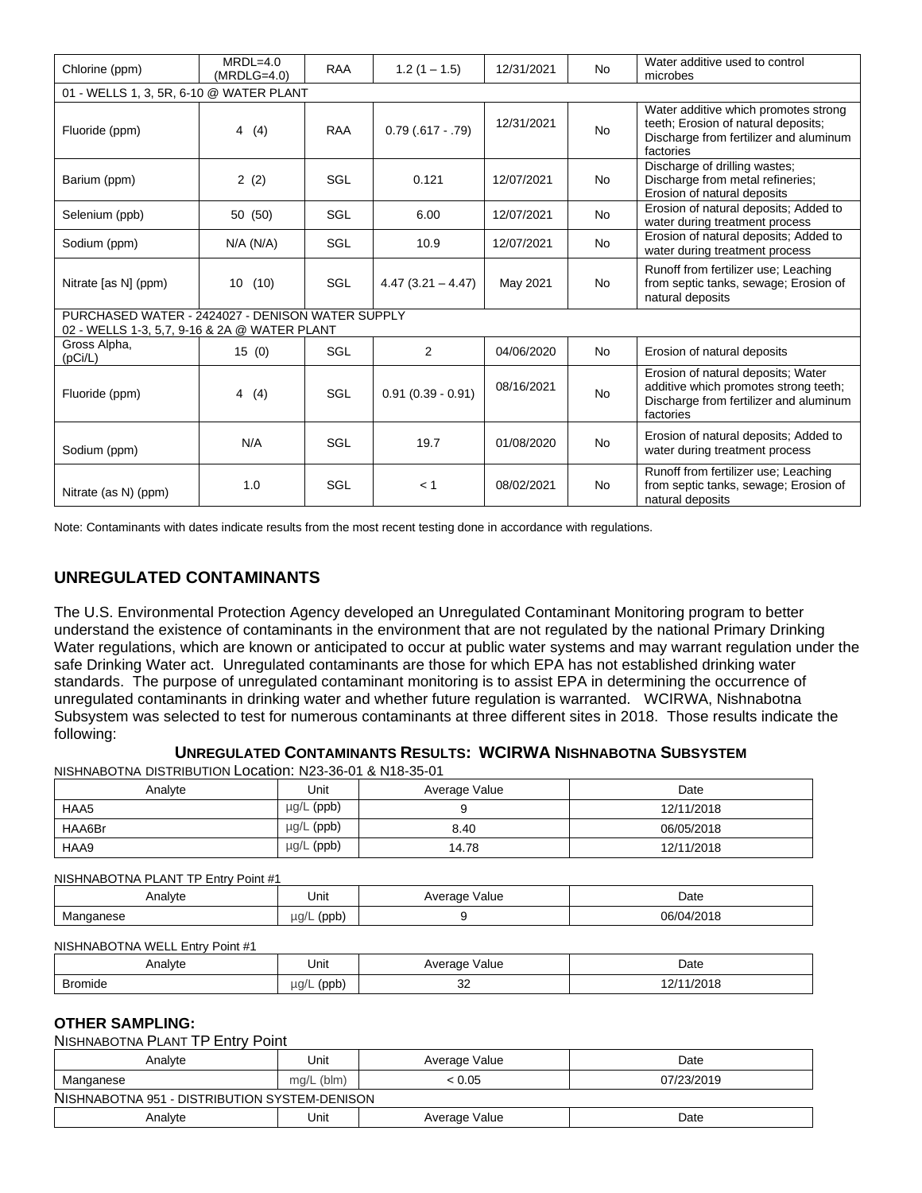| Chlorine (ppm) | MRDL=4.0 (MRDLG=4.0) | RAA | 1.2 (1 – 1.5) | 12/31/2021 | No | Water additive used to control microbes |
|---|---|---|---|---|---|---|
| 01 - WELLS 1, 3, 5R, 6-10 @ WATER PLANT | | | | | | |
| Fluoride (ppm) | 4 (4) | RAA | 0.79 (.617 - .79) | 12/31/2021 | No | Water additive which promotes strong teeth; Erosion of natural deposits; Discharge from fertilizer and aluminum factories |
| Barium (ppm) | 2 (2) | SGL | 0.121 | 12/07/2021 | No | Discharge of drilling wastes; Discharge from metal refineries; Erosion of natural deposits |
| Selenium (ppb) | 50 (50) | SGL | 6.00 | 12/07/2021 | No | Erosion of natural deposits; Added to water during treatment process |
| Sodium (ppm) | N/A (N/A) | SGL | 10.9 | 12/07/2021 | No | Erosion of natural deposits; Added to water during treatment process |
| Nitrate [as N] (ppm) | 10 (10) | SGL | 4.47 (3.21 – 4.47) | May 2021 | No | Runoff from fertilizer use; Leaching from septic tanks, sewage; Erosion of natural deposits |
| PURCHASED WATER - 2424027 - DENISON WATER SUPPLY 02 - WELLS 1-3, 5,7, 9-16 & 2A @ WATER PLANT | | | | | | |
| Gross Alpha, (pCi/L) | 15 (0) | SGL | 2 | 04/06/2020 | No | Erosion of natural deposits |
| Fluoride (ppm) | 4 (4) | SGL | 0.91 (0.39 - 0.91) | 08/16/2021 | No | Erosion of natural deposits; Water additive which promotes strong teeth; Discharge from fertilizer and aluminum factories |
| Sodium (ppm) | N/A | SGL | 19.7 | 01/08/2020 | No | Erosion of natural deposits; Added to water during treatment process |
| Nitrate (as N) (ppm) | 1.0 | SGL | < 1 | 08/02/2021 | No | Runoff from fertilizer use; Leaching from septic tanks, sewage; Erosion of natural deposits |

Note: Contaminants with dates indicate results from the most recent testing done in accordance with regulations.

## UNREGULATED CONTAMINANTS

The U.S. Environmental Protection Agency developed an Unregulated Contaminant Monitoring program to better understand the existence of contaminants in the environment that are not regulated by the national Primary Drinking Water regulations, which are known or anticipated to occur at public water systems and may warrant regulation under the safe Drinking Water act. Unregulated contaminants are those for which EPA has not established drinking water standards. The purpose of unregulated contaminant monitoring is to assist EPA in determining the occurrence of unregulated contaminants in drinking water and whether future regulation is warranted. WCIRWA, Nishnabotna Subsystem was selected to test for numerous contaminants at three different sites in 2018. Those results indicate the following:

**UNREGULATED CONTAMINANTS RESULTS: WCIRWA NISHNABOTNA SUBSYSTEM**

NISHNABOTNA DISTRIBUTION Location: N23-36-01 & N18-35-01

| Analyte | Unit | Average Value | Date |
|---|---|---|---|
| HAA5 | µg/L (ppb) | 9 | 12/11/2018 |
| HAA6Br | µg/L (ppb) | 8.40 | 06/05/2018 |
| HAA9 | µg/L (ppb) | 14.78 | 12/11/2018 |

NISHNABOTNA PLANT TP Entry Point #1

| Analyte | Unit | Average Value | Date |
|---|---|---|---|
| Manganese | µg/L (ppb) | 9 | 06/04/2018 |

NISHNABOTNA WELL Entry Point #1

| Analyte | Unit | Average Value | Date |
|---|---|---|---|
| Bromide | µg/L (ppb) | 32 | 12/11/2018 |

### OTHER SAMPLING:

NISHNABOTNA PLANT TP Entry Point

| Analyte | Unit | Average Value | Date |
|---|---|---|---|
| Manganese | mg/L (blm) | < 0.05 | 07/23/2019 |

NISHNABOTNA 951 - DISTRIBUTION SYSTEM-DENISON

| Analyte | Unit | Average Value | Date |
|---|---|---|---|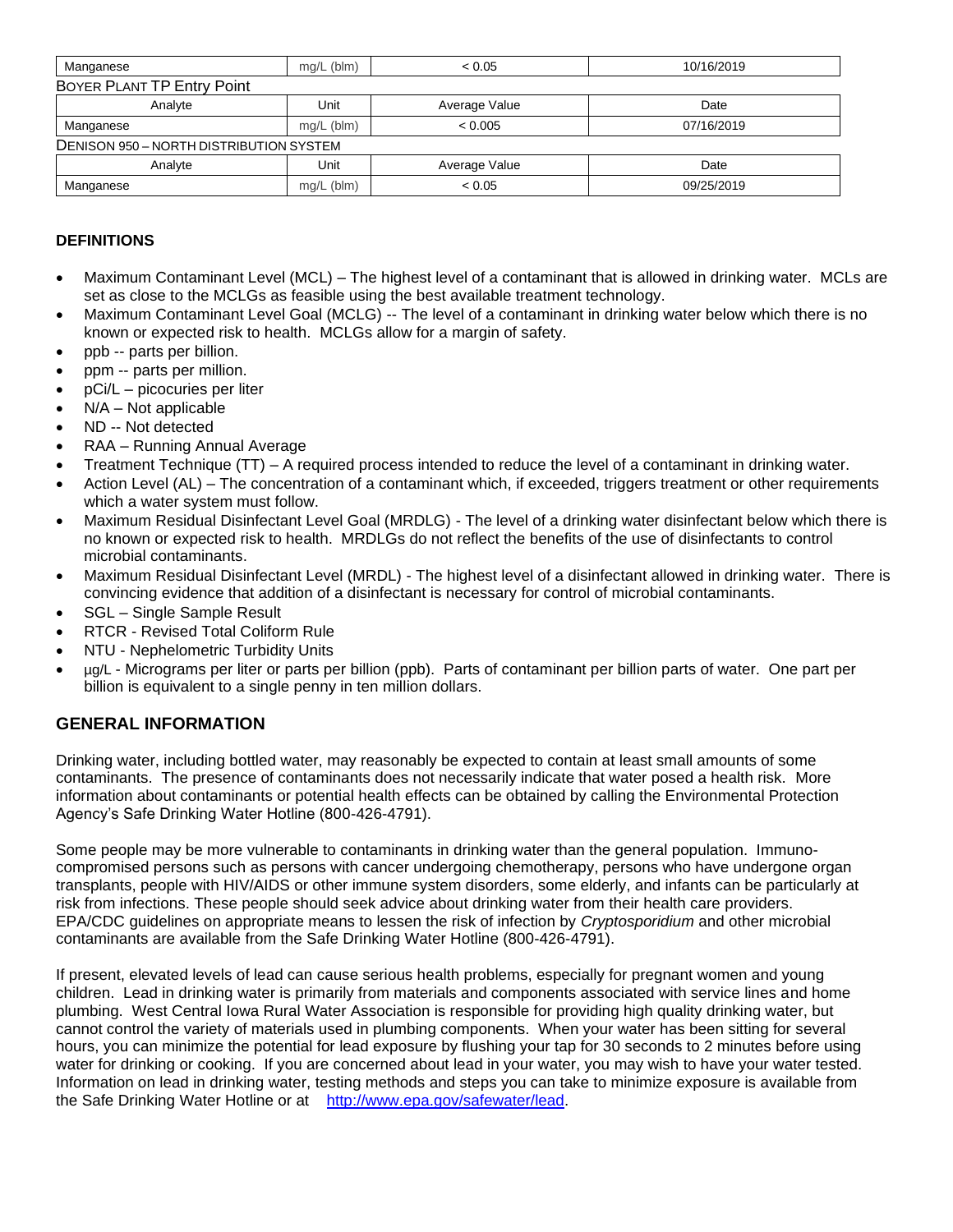| Manganese | mg/L (blm) | < 0.05 | 10/16/2019 |
|---|---|---|---|

BOYER PLANT TP Entry Point

| Analyte | Unit | Average Value | Date |
|---|---|---|---|
| Manganese | mg/L (blm) | < 0.005 | 07/16/2019 |

DENISON 950 – NORTH DISTRIBUTION SYSTEM

| Analyte | Unit | Average Value | Date |
|---|---|---|---|
| Manganese | mg/L (blm) | < 0.05 | 09/25/2019 |

### DEFINITIONS

- Maximum Contaminant Level (MCL) – The highest level of a contaminant that is allowed in drinking water. MCLs are set as close to the MCLGs as feasible using the best available treatment technology.
- Maximum Contaminant Level Goal (MCLG) -- The level of a contaminant in drinking water below which there is no known or expected risk to health. MCLGs allow for a margin of safety.
- ppb -- parts per billion.
- ppm -- parts per million.
- pCi/L – picocuries per liter
- N/A – Not applicable
- ND -- Not detected
- RAA – Running Annual Average
- Treatment Technique (TT) – A required process intended to reduce the level of a contaminant in drinking water.
- Action Level (AL) – The concentration of a contaminant which, if exceeded, triggers treatment or other requirements which a water system must follow.
- Maximum Residual Disinfectant Level Goal (MRDLG) - The level of a drinking water disinfectant below which there is no known or expected risk to health. MRDLGs do not reflect the benefits of the use of disinfectants to control microbial contaminants.
- Maximum Residual Disinfectant Level (MRDL) - The highest level of a disinfectant allowed in drinking water. There is convincing evidence that addition of a disinfectant is necessary for control of microbial contaminants.
- SGL – Single Sample Result
- RTCR - Revised Total Coliform Rule
- NTU - Nephelometric Turbidity Units
- µg/L - Micrograms per liter or parts per billion (ppb). Parts of contaminant per billion parts of water. One part per billion is equivalent to a single penny in ten million dollars.

## GENERAL INFORMATION

Drinking water, including bottled water, may reasonably be expected to contain at least small amounts of some contaminants. The presence of contaminants does not necessarily indicate that water posed a health risk. More information about contaminants or potential health effects can be obtained by calling the Environmental Protection Agency's Safe Drinking Water Hotline (800-426-4791).

Some people may be more vulnerable to contaminants in drinking water than the general population. Immuno-compromised persons such as persons with cancer undergoing chemotherapy, persons who have undergone organ transplants, people with HIV/AIDS or other immune system disorders, some elderly, and infants can be particularly at risk from infections. These people should seek advice about drinking water from their health care providers. EPA/CDC guidelines on appropriate means to lessen the risk of infection by *Cryptosporidium* and other microbial contaminants are available from the Safe Drinking Water Hotline (800-426-4791).

If present, elevated levels of lead can cause serious health problems, especially for pregnant women and young children. Lead in drinking water is primarily from materials and components associated with service lines and home plumbing. West Central Iowa Rural Water Association is responsible for providing high quality drinking water, but cannot control the variety of materials used in plumbing components. When your water has been sitting for several hours, you can minimize the potential for lead exposure by flushing your tap for 30 seconds to 2 minutes before using water for drinking or cooking. If you are concerned about lead in your water, you may wish to have your water tested. Information on lead in drinking water, testing methods and steps you can take to minimize exposure is available from the Safe Drinking Water Hotline or at http://www.epa.gov/safewater/lead.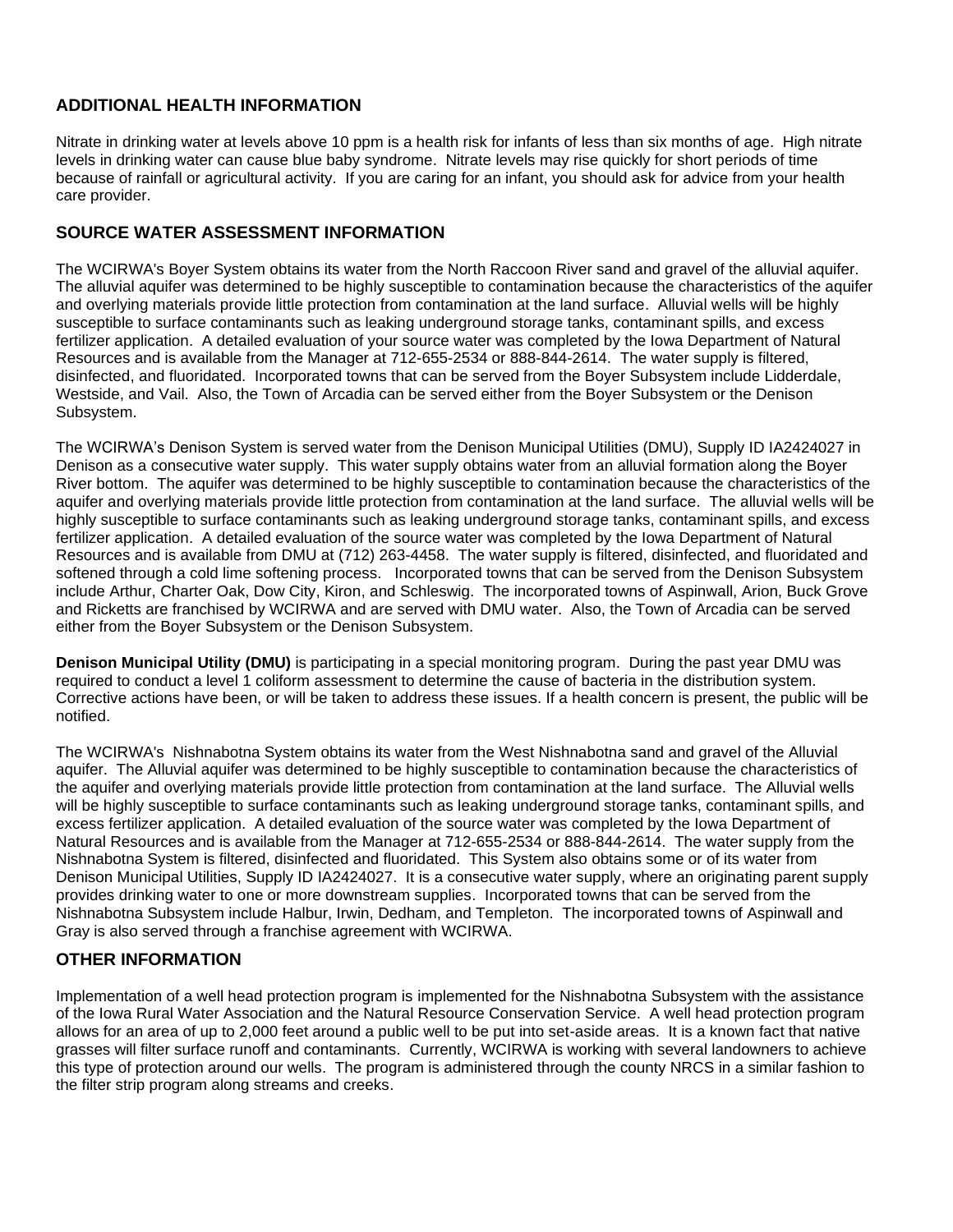## ADDITIONAL HEALTH INFORMATION

Nitrate in drinking water at levels above 10 ppm is a health risk for infants of less than six months of age. High nitrate levels in drinking water can cause blue baby syndrome. Nitrate levels may rise quickly for short periods of time because of rainfall or agricultural activity. If you are caring for an infant, you should ask for advice from your health care provider.

## SOURCE WATER ASSESSMENT INFORMATION

The WCIRWA's Boyer System obtains its water from the North Raccoon River sand and gravel of the alluvial aquifer. The alluvial aquifer was determined to be highly susceptible to contamination because the characteristics of the aquifer and overlying materials provide little protection from contamination at the land surface. Alluvial wells will be highly susceptible to surface contaminants such as leaking underground storage tanks, contaminant spills, and excess fertilizer application. A detailed evaluation of your source water was completed by the Iowa Department of Natural Resources and is available from the Manager at 712-655-2534 or 888-844-2614. The water supply is filtered, disinfected, and fluoridated. Incorporated towns that can be served from the Boyer Subsystem include Lidderdale, Westside, and Vail. Also, the Town of Arcadia can be served either from the Boyer Subsystem or the Denison Subsystem.

The WCIRWA's Denison System is served water from the Denison Municipal Utilities (DMU), Supply ID IA2424027 in Denison as a consecutive water supply. This water supply obtains water from an alluvial formation along the Boyer River bottom. The aquifer was determined to be highly susceptible to contamination because the characteristics of the aquifer and overlying materials provide little protection from contamination at the land surface. The alluvial wells will be highly susceptible to surface contaminants such as leaking underground storage tanks, contaminant spills, and excess fertilizer application. A detailed evaluation of the source water was completed by the Iowa Department of Natural Resources and is available from DMU at (712) 263-4458. The water supply is filtered, disinfected, and fluoridated and softened through a cold lime softening process. Incorporated towns that can be served from the Denison Subsystem include Arthur, Charter Oak, Dow City, Kiron, and Schleswig. The incorporated towns of Aspinwall, Arion, Buck Grove and Ricketts are franchised by WCIRWA and are served with DMU water. Also, the Town of Arcadia can be served either from the Boyer Subsystem or the Denison Subsystem.

**Denison Municipal Utility (DMU)** is participating in a special monitoring program. During the past year DMU was required to conduct a level 1 coliform assessment to determine the cause of bacteria in the distribution system. Corrective actions have been, or will be taken to address these issues. If a health concern is present, the public will be notified.

The WCIRWA's Nishnabotna System obtains its water from the West Nishnabotna sand and gravel of the Alluvial aquifer. The Alluvial aquifer was determined to be highly susceptible to contamination because the characteristics of the aquifer and overlying materials provide little protection from contamination at the land surface. The Alluvial wells will be highly susceptible to surface contaminants such as leaking underground storage tanks, contaminant spills, and excess fertilizer application. A detailed evaluation of the source water was completed by the Iowa Department of Natural Resources and is available from the Manager at 712-655-2534 or 888-844-2614. The water supply from the Nishnabotna System is filtered, disinfected and fluoridated. This System also obtains some or of its water from Denison Municipal Utilities, Supply ID IA2424027. It is a consecutive water supply, where an originating parent supply provides drinking water to one or more downstream supplies. Incorporated towns that can be served from the Nishnabotna Subsystem include Halbur, Irwin, Dedham, and Templeton. The incorporated towns of Aspinwall and Gray is also served through a franchise agreement with WCIRWA.

## OTHER INFORMATION

Implementation of a well head protection program is implemented for the Nishnabotna Subsystem with the assistance of the Iowa Rural Water Association and the Natural Resource Conservation Service. A well head protection program allows for an area of up to 2,000 feet around a public well to be put into set-aside areas. It is a known fact that native grasses will filter surface runoff and contaminants. Currently, WCIRWA is working with several landowners to achieve this type of protection around our wells. The program is administered through the county NRCS in a similar fashion to the filter strip program along streams and creeks.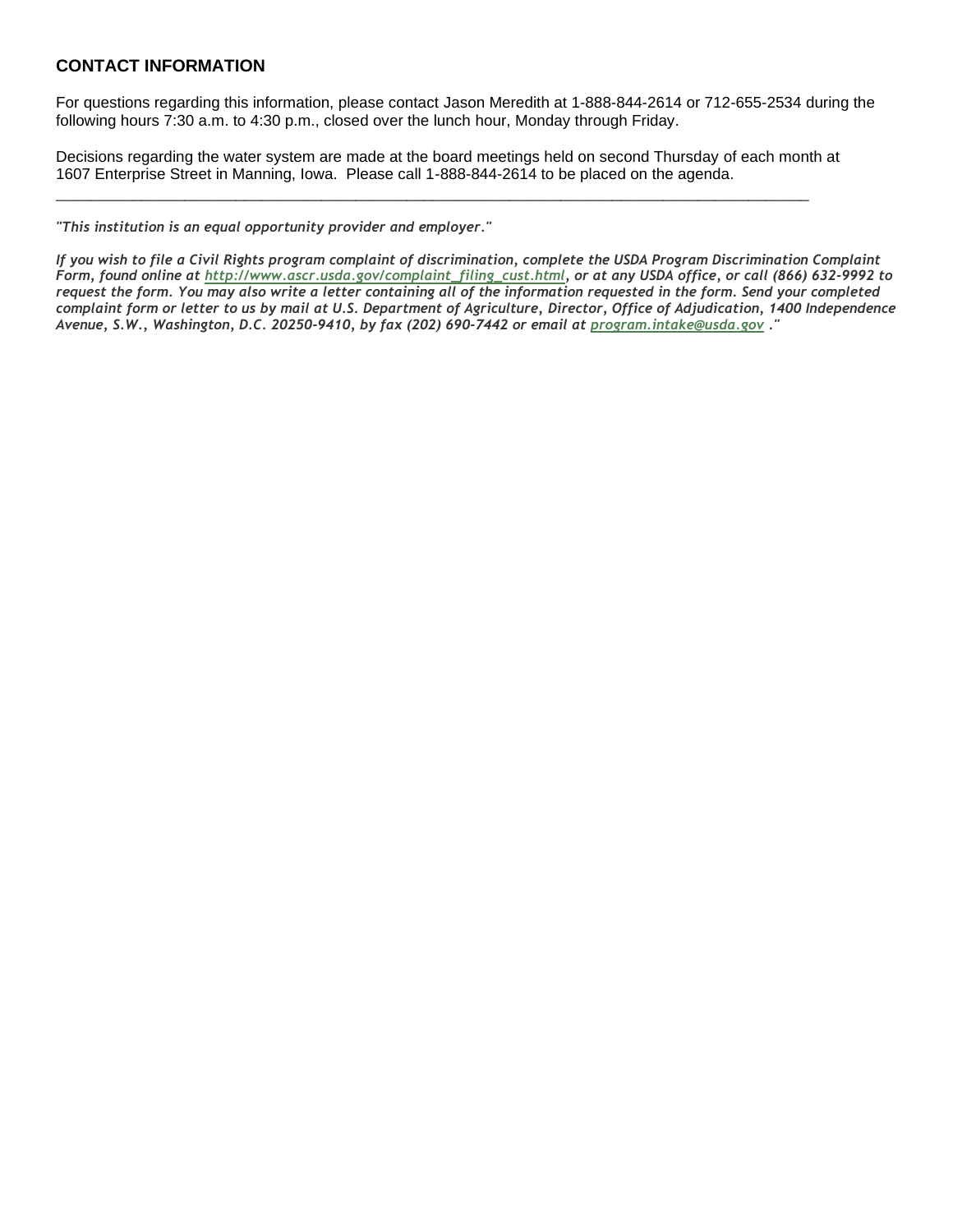## CONTACT INFORMATION

For questions regarding this information, please contact Jason Meredith at 1-888-844-2614 or 712-655-2534 during the following hours 7:30 a.m. to 4:30 p.m., closed over the lunch hour, Monday through Friday.

Decisions regarding the water system are made at the board meetings held on second Thursday of each month at 1607 Enterprise Street in Manning, Iowa. Please call 1-888-844-2614 to be placed on the agenda.

---

*"This institution is an equal opportunity provider and employer."*

*If you wish to file a Civil Rights program complaint of discrimination, complete the USDA Program Discrimination Complaint Form, found online at [http://www.ascr.usda.gov/complaint_filing_cust.html](http://www.ascr.usda.gov/complaint_filing_cust.html), or at any USDA office, or call (866) 632-9992 to request the form. You may also write a letter containing all of the information requested in the form. Send your completed complaint form or letter to us by mail at U.S. Department of Agriculture, Director, Office of Adjudication, 1400 Independence Avenue, S.W., Washington, D.C. 20250-9410, by fax (202) 690-7442 or email at [program.intake@usda.gov](mailto:program.intake@usda.gov) ."*